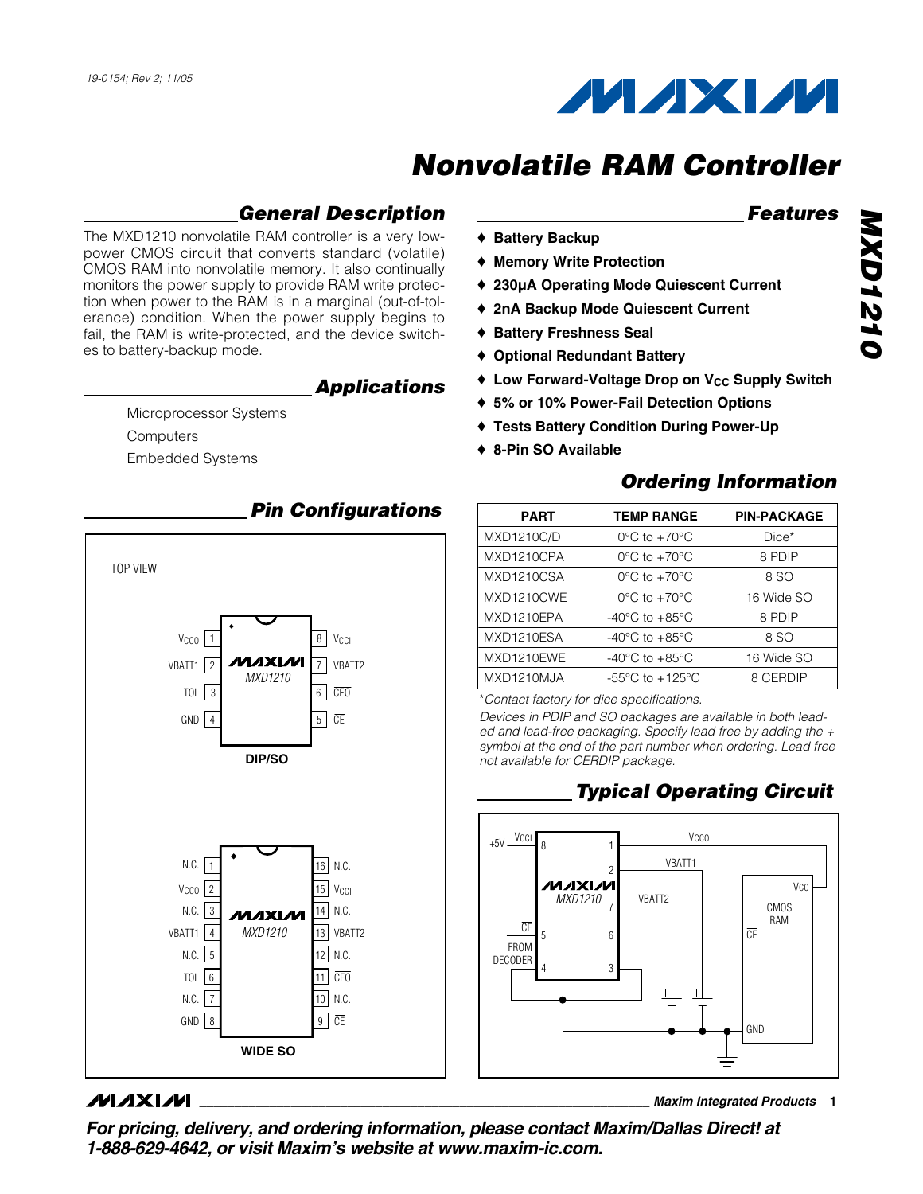19-0154; Rev 2; 11/05

# Nonvolatile RAM Controller

# MXD1210

## General Description

The MXD1210 nonvolatile RAM controller is a very low-power CMOS circuit that converts standard (volatile) CMOS RAM into nonvolatile memory. It also continually monitors the power supply to provide RAM write protection when power to the RAM is in a marginal (out-of-tolerance) condition. When the power supply begins to fail, the RAM is write-protected, and the device switches to battery-backup mode.

## Applications

Microprocessor Systems

Computers

Embedded Systems

## Features

- ♦ Battery Backup
- ♦ Memory Write Protection
- ♦ 230µA Operating Mode Quiescent Current
- ♦ 2nA Backup Mode Quiescent Current
- ♦ Battery Freshness Seal
- ♦ Optional Redundant Battery
- ♦ Low Forward-Voltage Drop on $V_{CC}$ Supply Switch
- ♦ 5% or 10% Power-Fail Detection Options
- ♦ Tests Battery Condition During Power-Up
- ♦ 8-Pin SO Available

## Ordering Information

| PART | TEMP RANGE | PIN-PACKAGE |
|---|---|---|
| MXD1210C/D | 0°C to +70°C | Dice* |
| MXD1210CPA | 0°C to +70°C | 8 PDIP |
| MXD1210CSA | 0°C to +70°C | 8 SO |
| MXD1210CWE | 0°C to +70°C | 16 Wide SO |
| MXD1210EPA | -40°C to +85°C | 8 PDIP |
| MXD1210ESA | -40°C to +85°C | 8 SO |
| MXD1210EWE | -40°C to +85°C | 16 Wide SO |
| MXD1210MJA | -55°C to +125°C | 8 CERDIP |

*Contact factory for dice specifications.

*Devices in PDIP and SO packages are available in both leaded and lead-free packaging. Specify lead free by adding the + symbol at the end of the part number when ordering. Lead free not available for CERDIP package.*

## Pin Configurations

TOP VIEW

**DIP/SO** (MXD1210)

| Pin | Name | Pin | Name |
|---|---|---|---|
| 1 | $V_{CCO}$ | 8 | $V_{CCI}$ |
| 2 | VBATT1 | 7 | VBATT2 |
| 3 | TOL | 6 | $\overline{CEO}$ |
| 4 | GND | 5 | $\overline{CE}$ |

**WIDE SO** (MXD1210)

| Pin | Name | Pin | Name |
|---|---|---|---|
| 1 | N.C. | 16 | N.C. |
| 2 | $V_{CCO}$ | 15 | $V_{CCI}$ |
| 3 | N.C. | 14 | N.C. |
| 4 | VBATT1 | 13 | VBATT2 |
| 5 | N.C. | 12 | N.C. |
| 6 | TOL | 11 | $\overline{CEO}$ |
| 7 | N.C. | 10 | N.C. |
| 8 | GND | 9 | $\overline{CE}$ |

## Typical Operating Circuit

+5V → $V_{CCI}$ (pin 8); $V_{CCO}$ (pin 1) → $V_{CC}$ of CMOS RAM; VBATT1 (pin 2) and VBATT2 (pin 7) → batteries to GND; $\overline{CE}$ (pin 5) FROM DECODER; pin 6 → $\overline{CE}$ of CMOS RAM; pins 3 and 4 → GND.

Maxim Integrated Products

**For pricing, delivery, and ordering information, please contact Maxim/Dallas Direct! at 1-888-629-4642, or visit Maxim's website at www.maxim-ic.com.**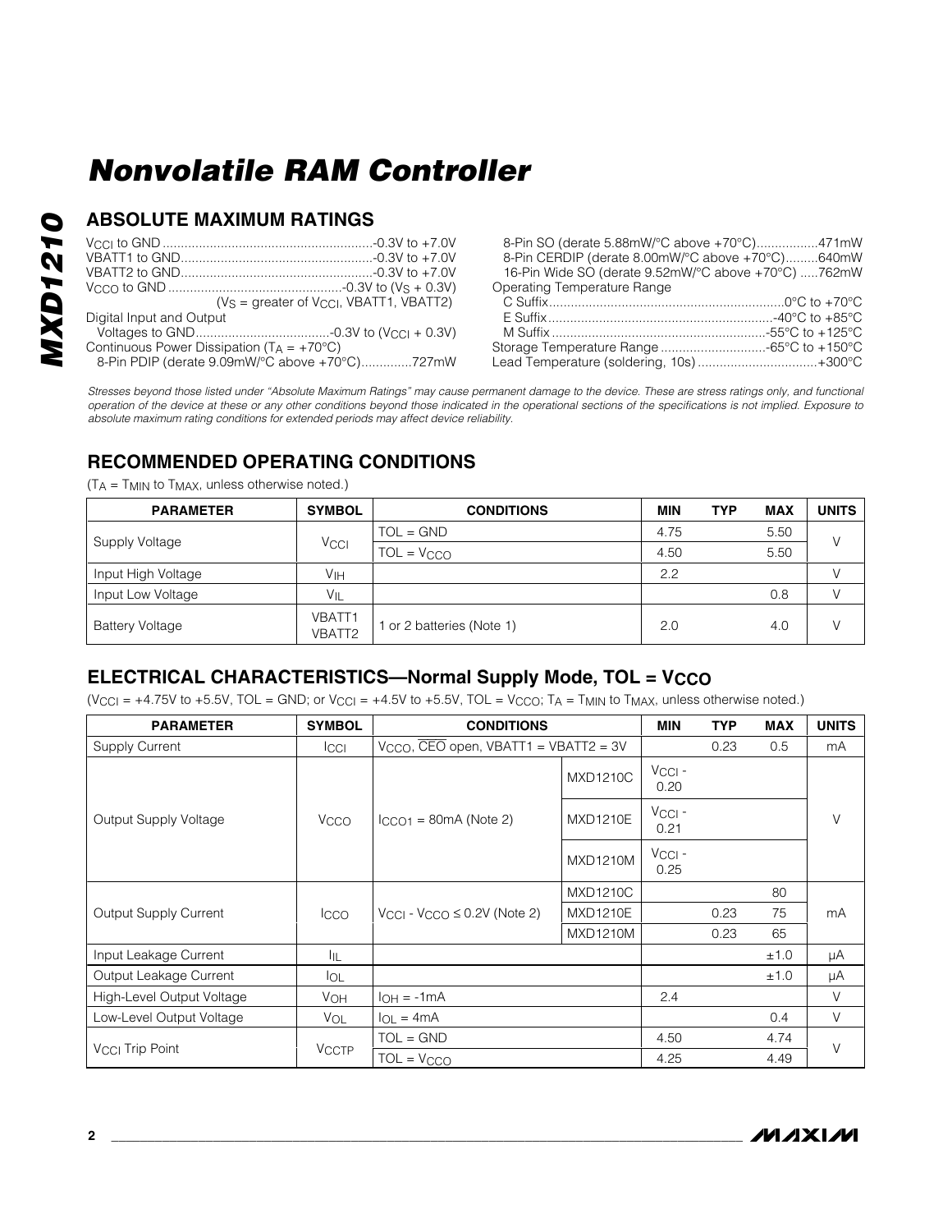# Nonvolatile RAM Controller

## ABSOLUTE MAXIMUM RATINGS

$V_{CCI}$ to GND ....................................................-0.3V to +7.0V
VBATT1 to GND....................................................-0.3V to +7.0V
VBATT2 to GND....................................................-0.3V to +7.0V
$V_{CCO}$ to GND ................................................-0.3V to ($V_S$ + 0.3V)
($V_S$ = greater of $V_{CCI}$, VBATT1, VBATT2)
Digital Input and Output
Voltages to GND....................................-0.3V to ($V_{CCI}$ + 0.3V)
Continuous Power Dissipation ($T_A$ = +70°C)
8-Pin PDIP (derate 9.09mW/°C above +70°C).............727mW
8-Pin SO (derate 5.88mW/°C above +70°C).................471mW
8-Pin CERDIP (derate 8.00mW/°C above +70°C).........640mW
16-Pin Wide SO (derate 9.52mW/°C above +70°C) .....762mW
Operating Temperature Range
C Suffix.................................................................0°C to +70°C
E Suffix..............................................................-40°C to +85°C
M Suffix ...........................................................-55°C to +125°C
Storage Temperature Range .............................-65°C to +150°C
Lead Temperature (soldering, 10s) .................................+300°C

*Stresses beyond those listed under "Absolute Maximum Ratings" may cause permanent damage to the device. These are stress ratings only, and functional operation of the device at these or any other conditions beyond those indicated in the operational sections of the specifications is not implied. Exposure to absolute maximum rating conditions for extended periods may affect device reliability.*

## RECOMMENDED OPERATING CONDITIONS

($T_A$ = $T_{MIN}$ to $T_{MAX}$, unless otherwise noted.)

| PARAMETER | SYMBOL | CONDITIONS | MIN | TYP | MAX | UNITS |
|---|---|---|---|---|---|---|
| Supply Voltage | $V_{CCI}$ | TOL = GND | 4.75 | | 5.50 | V |
| | | TOL = $V_{CCO}$ | 4.50 | | 5.50 | |
| Input High Voltage | $V_{IH}$ | | 2.2 | | | V |
| Input Low Voltage | $V_{IL}$ | | | | 0.8 | V |
| Battery Voltage | VBATT1 VBATT2 | 1 or 2 batteries (Note 1) | 2.0 | | 4.0 | V |

## ELECTRICAL CHARACTERISTICS—Normal Supply Mode, TOL = $V_{CCO}$

($V_{CCI}$ = +4.75V to +5.5V, TOL = GND; or $V_{CCI}$ = +4.5V to +5.5V, TOL = $V_{CCO}$; $T_A$ = $T_{MIN}$ to $T_{MAX}$, unless otherwise noted.)

| PARAMETER | SYMBOL | CONDITIONS | | MIN | TYP | MAX | UNITS |
|---|---|---|---|---|---|---|---|
| Supply Current | $I_{CCI}$ | $V_{CCO}$, $\overline{CEO}$ open, VBATT1 = VBATT2 = 3V | | | 0.23 | 0.5 | mA |
| Output Supply Voltage | $V_{CCO}$ | $I_{CCO1}$ = 80mA (Note 2) | MXD1210C | $V_{CCI}$ - 0.20 | | | V |
| | | | MXD1210E | $V_{CCI}$ - 0.21 | | | |
| | | | MXD1210M | $V_{CCI}$ - 0.25 | | | |
| Output Supply Current | $I_{CCO}$ | $V_{CCI}$ - $V_{CCO}$ ≤ 0.2V (Note 2) | MXD1210C | | | 80 | mA |
| | | | MXD1210E | | 0.23 | 75 | |
| | | | MXD1210M | | 0.23 | 65 | |
| Input Leakage Current | $I_{IL}$ | | | | | ±1.0 | µA |
| Output Leakage Current | $I_{OL}$ | | | | | ±1.0 | µA |
| High-Level Output Voltage | $V_{OH}$ | $I_{OH}$ = -1mA | | 2.4 | | | V |
| Low-Level Output Voltage | $V_{OL}$ | $I_{OL}$ = 4mA | | | | 0.4 | V |
| $V_{CCI}$ Trip Point | $V_{CCTP}$ | TOL = GND | | 4.50 | | 4.74 | V |
| | | TOL = $V_{CCO}$ | | 4.25 | | 4.49 | |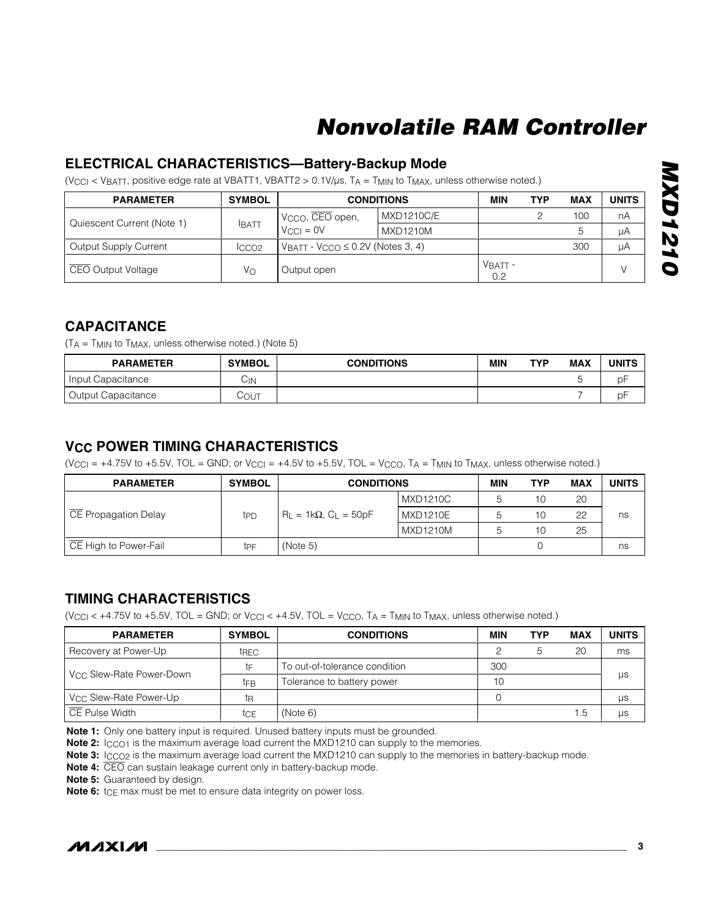## ELECTRICAL CHARACTERISTICS—Battery-Backup Mode

($V_{CCI} < V_{BATT}$, positive edge rate at VBATT1, VBATT2 > 0.1V/µs, $T_A = T_{MIN}$ to $T_{MAX}$, unless otherwise noted.)

| PARAMETER | SYMBOL | CONDITIONS | | MIN | TYP | MAX | UNITS |
|---|---|---|---|---|---|---|---|
| Quiescent Current (Note 1) | $I_{BATT}$ | $V_{CCO}$, $\overline{CEO}$ open, $V_{CCI}$ = 0V | MXD1210C/E | | 2 | 100 | nA |
| | | | MXD1210M | | | 5 | µA |
| Output Supply Current | $I_{CCO2}$ | $V_{BATT} - V_{CCO} \leq 0.2V$ (Notes 3, 4) | | | | 300 | µA |
| $\overline{CEO}$ Output Voltage | $V_O$ | Output open | | $V_{BATT}$ - 0.2 | | | V |

## CAPACITANCE

($T_A = T_{MIN}$ to $T_{MAX}$, unless otherwise noted.) (Note 5)

| PARAMETER | SYMBOL | CONDITIONS | MIN | TYP | MAX | UNITS |
|---|---|---|---|---|---|---|
| Input Capacitance | $C_{IN}$ | | | | 5 | pF |
| Output Capacitance | $C_{OUT}$ | | | | 7 | pF |

## $V_{CC}$ POWER TIMING CHARACTERISTICS

($V_{CCI}$ = +4.75V to +5.5V, TOL = GND; or $V_{CCI}$ = +4.5V to +5.5V, TOL = $V_{CCO}$, $T_A = T_{MIN}$ to $T_{MAX}$, unless otherwise noted.)

| PARAMETER | SYMBOL | CONDITIONS | | MIN | TYP | MAX | UNITS |
|---|---|---|---|---|---|---|---|
| $\overline{CE}$ Propagation Delay | $t_{PD}$ | $R_L = 1k\Omega$, $C_L = 50pF$ | MXD1210C | 5 | 10 | 20 | ns |
| | | | MXD1210E | 5 | 10 | 22 | |
| | | | MXD1210M | 5 | 10 | 25 | |
| $\overline{CE}$ High to Power-Fail | $t_{PF}$ | (Note 5) | | | 0 | | ns |

## TIMING CHARACTERISTICS

($V_{CCI}$ < +4.75V to +5.5V, TOL = GND; or $V_{CCI}$ < +4.5V, TOL = $V_{CCO}$, $T_A = T_{MIN}$ to $T_{MAX}$, unless otherwise noted.)

| PARAMETER | SYMBOL | CONDITIONS | MIN | TYP | MAX | UNITS |
|---|---|---|---|---|---|---|
| Recovery at Power-Up | $t_{REC}$ | | 2 | 5 | 20 | ms |
| $V_{CC}$ Slew-Rate Power-Down | $t_F$ | To out-of-tolerance condition | 300 | | | µs |
| | $t_{FB}$ | Tolerance to battery power | 10 | | | |
| $V_{CC}$ Slew-Rate Power-Up | $t_R$ | | 0 | | | µs |
| $\overline{CE}$ Pulse Width | $t_{CE}$ | (Note 6) | | | 1.5 | µs |

**Note 1:** Only one battery input is required. Unused battery inputs must be grounded.

**Note 2:** $I_{CCO1}$ is the maximum average load current the MXD1210 can supply to the memories.

**Note 3:** $I_{CCO2}$ is the maximum average load current the MXD1210 can supply to the memories in battery-backup mode.

**Note 4:** $\overline{CEO}$ can sustain leakage current only in battery-backup mode.

**Note 5:** Guaranteed by design.

**Note 6:** $t_{CE}$ max must be met to ensure data integrity on power loss.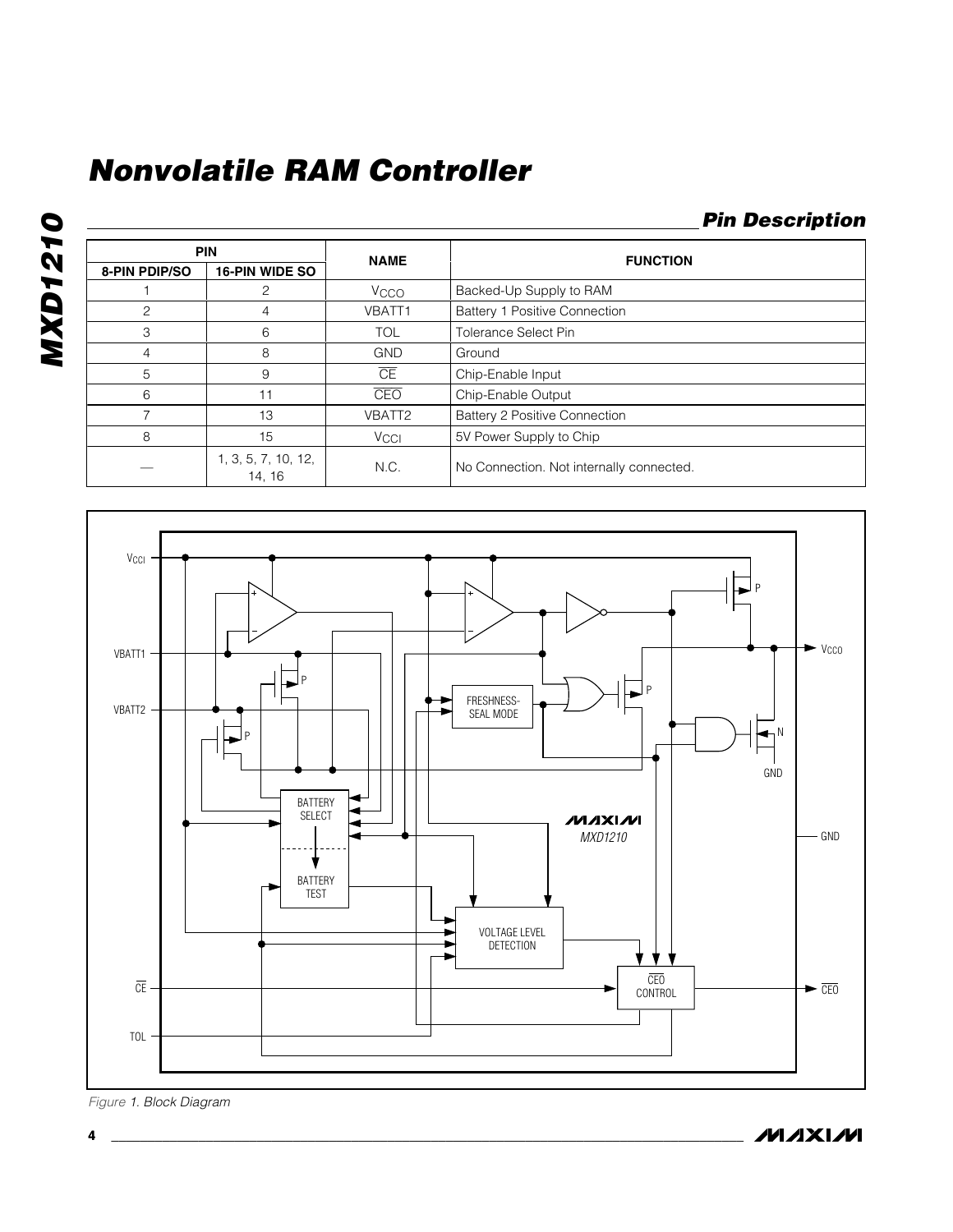# Nonvolatile RAM Controller

## Pin Description

| PIN | | NAME | FUNCTION |
|---|---|---|---|
| 8-PIN PDIP/SO | 16-PIN WIDE SO | | |
| 1 | 2 | $V_{CCO}$ | Backed-Up Supply to RAM |
| 2 | 4 | VBATT1 | Battery 1 Positive Connection |
| 3 | 6 | TOL | Tolerance Select Pin |
| 4 | 8 | GND | Ground |
| 5 | 9 | $\overline{CE}$ | Chip-Enable Input |
| 6 | 11 | $\overline{CEO}$ | Chip-Enable Output |
| 7 | 13 | VBATT2 | Battery 2 Positive Connection |
| 8 | 15 | $V_{CCI}$ | 5V Power Supply to Chip |
| — | 1, 3, 5, 7, 10, 12, 14, 16 | N.C. | No Connection. Not internally connected. |

*Figure 1. Block Diagram*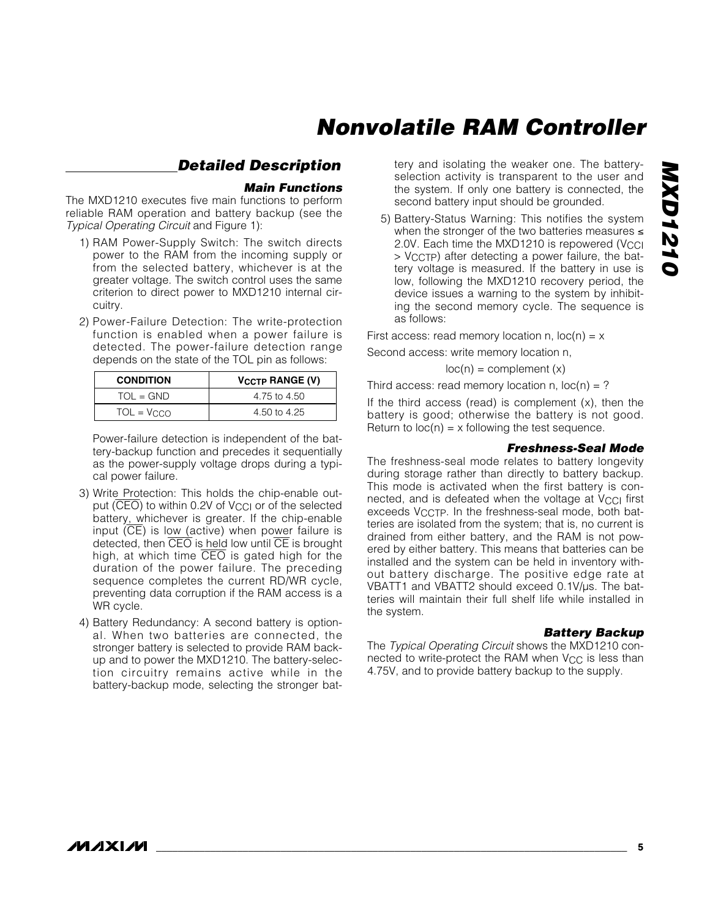## Detailed Description

### Main Functions

The MXD1210 executes five main functions to perform reliable RAM operation and battery backup (see the *Typical Operating Circuit* and Figure 1):

1) RAM Power-Supply Switch: The switch directs power to the RAM from the incoming supply or from the selected battery, whichever is at the greater voltage. The switch control uses the same criterion to direct power to MXD1210 internal circuitry.

2) Power-Failure Detection: The write-protection function is enabled when a power failure is detected. The power-failure detection range depends on the state of the TOL pin as follows:

| CONDITION | $V_{CCTP}$ RANGE (V) |
|---|---|
| TOL = GND | 4.75 to 4.50 |
| TOL = $V_{CCO}$ | 4.50 to 4.25 |

Power-failure detection is independent of the battery-backup function and precedes it sequentially as the power-supply voltage drops during a typical power failure.

3) Write Protection: This holds the chip-enable output ($\overline{CEO}$) to within 0.2V of $V_{CCI}$ or of the selected battery, whichever is greater. If the chip-enable input ($\overline{CE}$) is low (active) when power failure is detected, then $\overline{CEO}$ is held low until $\overline{CE}$ is brought high, at which time $\overline{CEO}$ is gated high for the duration of the power failure. The preceding sequence completes the current RD/WR cycle, preventing data corruption if the RAM access is a WR cycle.

4) Battery Redundancy: A second battery is optional. When two batteries are connected, the stronger battery is selected to provide RAM backup and to power the MXD1210. The battery-selection circuitry remains active while in the battery-backup mode, selecting the stronger battery and isolating the weaker one. The battery-selection activity is transparent to the user and the system. If only one battery is connected, the second battery input should be grounded.

5) Battery-Status Warning: This notifies the system when the stronger of the two batteries measures ≤ 2.0V. Each time the MXD1210 is repowered ($V_{CCI} > V_{CCTP}$) after detecting a power failure, the battery voltage is measured. If the battery in use is low, following the MXD1210 recovery period, the device issues a warning to the system by inhibiting the second memory cycle. The sequence is as follows:

First access: read memory location n, loc(n) = x

Second access: write memory location n,

loc(n) = complement (x)

Third access: read memory location n, loc(n) = ?

If the third access (read) is complement (x), then the battery is good; otherwise the battery is not good. Return to loc(n) = x following the test sequence.

### Freshness-Seal Mode

The freshness-seal mode relates to battery longevity during storage rather than directly to battery backup. This mode is activated when the first battery is connected, and is defeated when the voltage at $V_{CCI}$ first exceeds $V_{CCTP}$. In the freshness-seal mode, both batteries are isolated from the system; that is, no current is drained from either battery, and the RAM is not powered by either battery. This means that batteries can be installed and the system can be held in inventory without battery discharge. The positive edge rate at VBATT1 and VBATT2 should exceed 0.1V/µs. The batteries will maintain their full shelf life while installed in the system.

### Battery Backup

The *Typical Operating Circuit* shows the MXD1210 connected to write-protect the RAM when $V_{CC}$ is less than 4.75V, and to provide battery backup to the supply.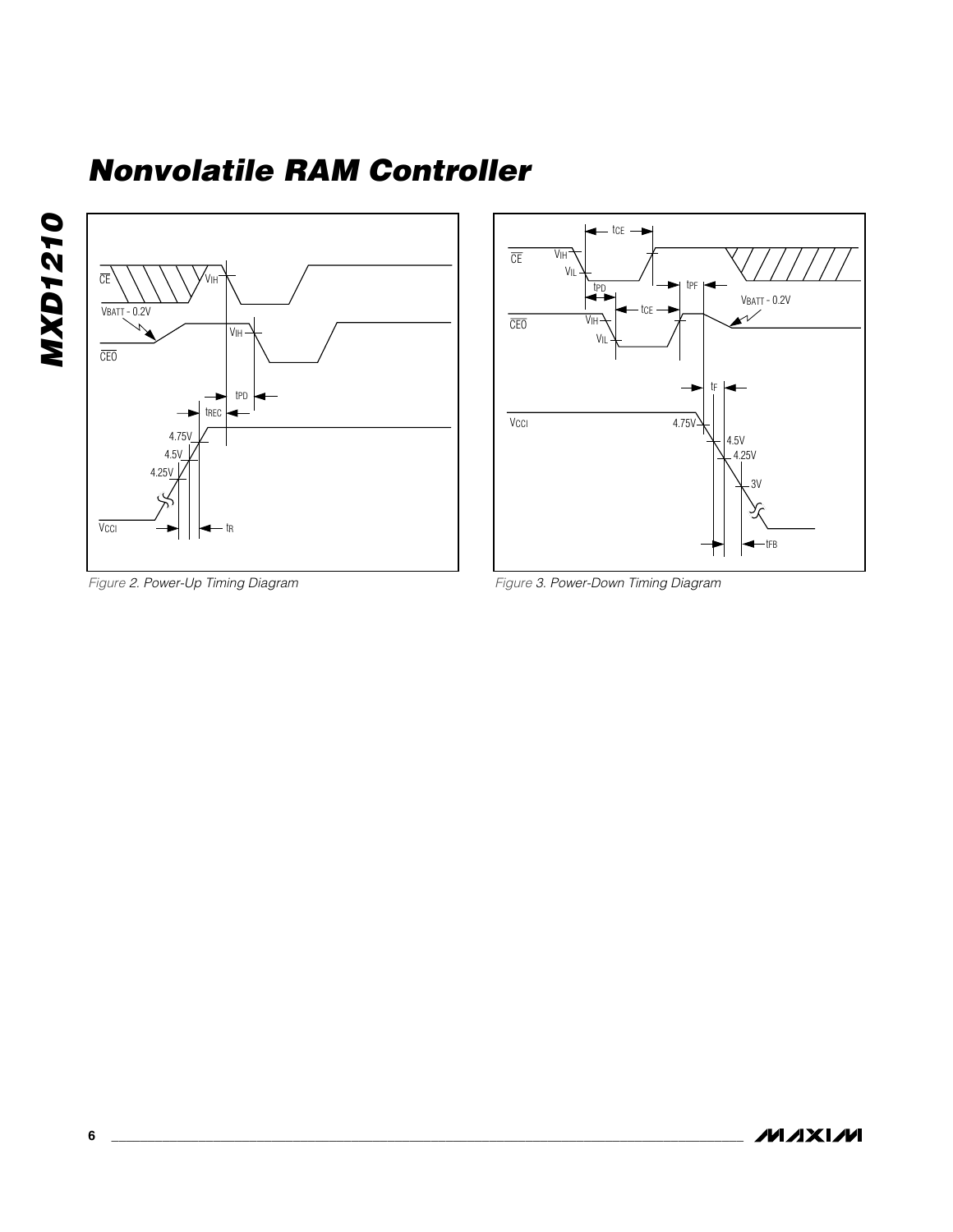Figure 2. Power-Up Timing Diagram

Figure 3. Power-Down Timing Diagram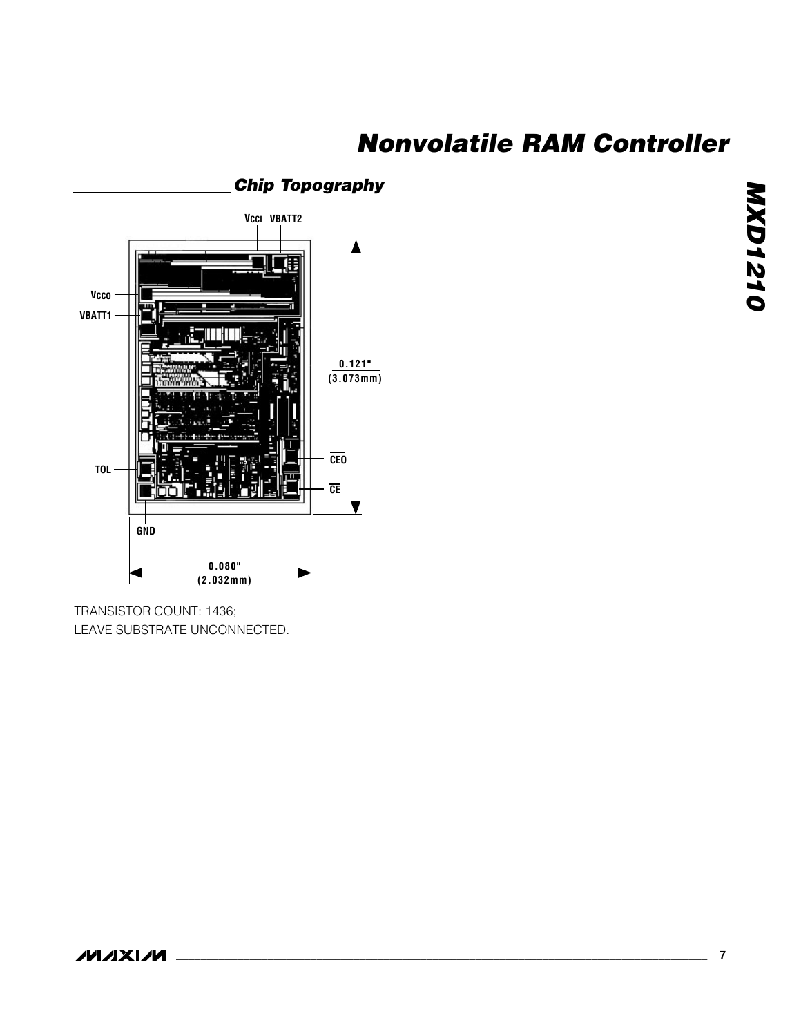## Chip Topography

VCCI VBATT2

VCCO

VBATT1

0.121"
(3.073mm)

CEO

TOL

CE

GND

0.080"
(2.032mm)

TRANSISTOR COUNT: 1436;
LEAVE SUBSTRATE UNCONNECTED.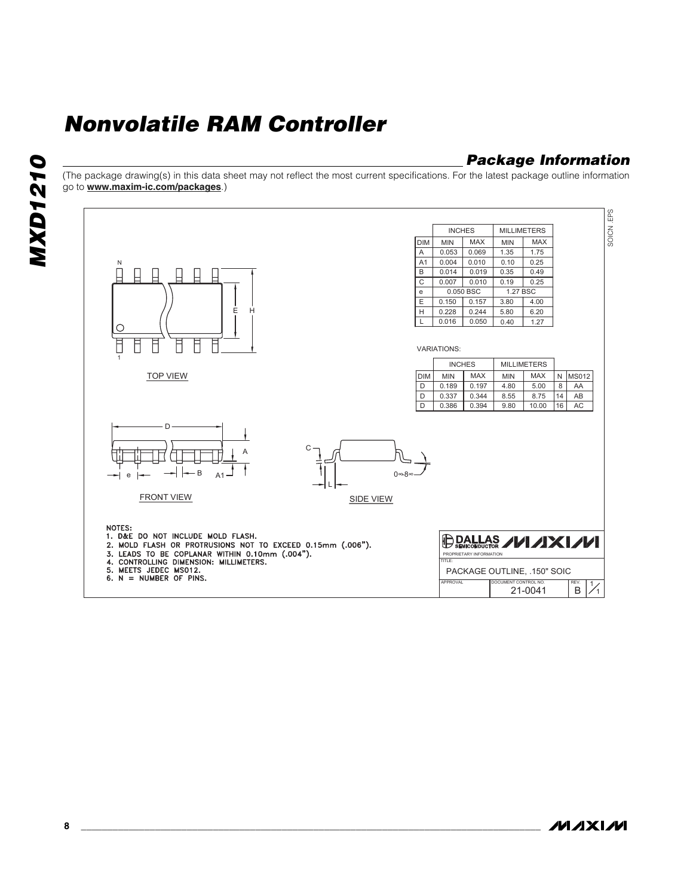# Nonvolatile RAM Controller

## Package Information

(The package drawing(s) in this data sheet may not reflect the most current specifications. For the latest package outline information go to **www.maxim-ic.com/packages**.)

| | INCHES | | MILLIMETERS | |
|---|---|---|---|---|
| DIM | MIN | MAX | MIN | MAX |
| A | 0.053 | 0.069 | 1.35 | 1.75 |
| A1 | 0.004 | 0.010 | 0.10 | 0.25 |
| B | 0.014 | 0.019 | 0.35 | 0.49 |
| C | 0.007 | 0.010 | 0.19 | 0.25 |
| e | 0.050 BSC | | 1.27 BSC | |
| E | 0.150 | 0.157 | 3.80 | 4.00 |
| H | 0.228 | 0.244 | 5.80 | 6.20 |
| L | 0.016 | 0.050 | 0.40 | 1.27 |

VARIATIONS:

| | INCHES | | MILLIMETERS | | | |
|---|---|---|---|---|---|---|
| DIM | MIN | MAX | MIN | MAX | N | MS012 |
| D | 0.189 | 0.197 | 4.80 | 5.00 | 8 | AA |
| D | 0.337 | 0.344 | 8.55 | 8.75 | 14 | AB |
| D | 0.386 | 0.394 | 9.80 | 10.00 | 16 | AC |

TOP VIEW

FRONT VIEW

SIDE VIEW

NOTES:
1. D&E DO NOT INCLUDE MOLD FLASH.
2. MOLD FLASH OR PROTRUSIONS NOT TO EXCEED 0.15mm (.006").
3. LEADS TO BE COPLANAR WITHIN 0.10mm (.004").
4. CONTROLLING DIMENSION: MILLIMETERS.
5. MEETS JEDEC MS012.
6. N = NUMBER OF PINS.

DALLAS SEMICONDUCTOR MAXIM
PROPRIETARY INFORMATION
TITLE: PACKAGE OUTLINE, .150" SOIC
DOCUMENT CONTROL NO. 21-0041 REV. B 1/1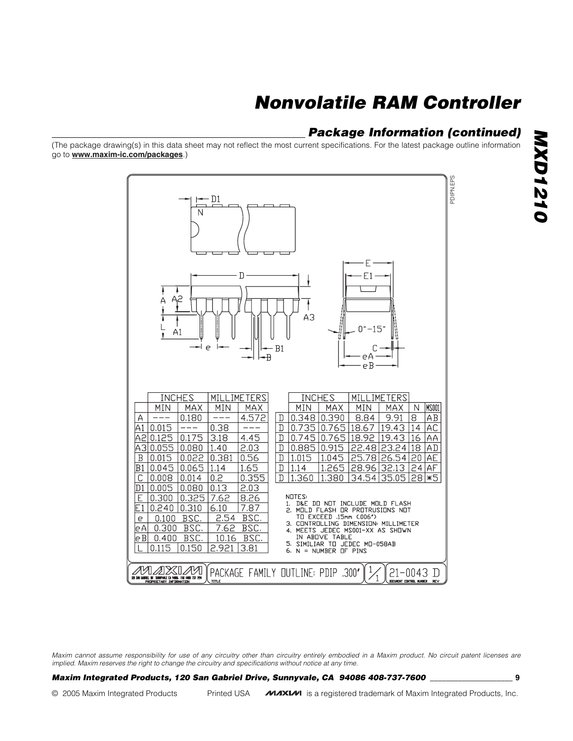## Package Information (continued)

(The package drawing(s) in this data sheet may not reflect the most current specifications. For the latest package outline information go to **www.maxim-ic.com/packages**.)

PDIPN.EPS

D1

N

D

E

E1

A A2

A3

L A1

0°-15°

e

B1

B

C

eA

eB

| | INCHES | | MILLIMETERS | |
|---|---|---|---|---|
| | MIN | MAX | MIN | MAX |
| A | --- | 0.180 | --- | 4.572 |
| A1 | 0.015 | --- | 0.38 | --- |
| A2 | 0.125 | 0.175 | 3.18 | 4.45 |
| A3 | 0.055 | 0.080 | 1.40 | 2.03 |
| B | 0.015 | 0.022 | 0.381 | 0.56 |
| B1 | 0.045 | 0.065 | 1.14 | 1.65 |
| C | 0.008 | 0.014 | 0.2 | 0.355 |
| D1 | 0.005 | 0.080 | 0.13 | 2.03 |
| E | 0.300 | 0.325 | 7.62 | 8.26 |
| E1 | 0.240 | 0.310 | 6.10 | 7.87 |
| e | 0.100 BSC. | | 2.54 BSC. | |
| eA | 0.300 BSC. | | 7.62 BSC. | |
| eB | 0.400 BSC. | | 10.16 BSC. | |
| L | 0.115 | 0.150 | 2.921 | 3.81 |

| | INCHES | | MILLIMETERS | | | |
|---|---|---|---|---|---|---|
| | MIN | MAX | MIN | MAX | N | MS001 |
| D | 0.348 | 0.390 | 8.84 | 9.91 | 8 | AB |
| D | 0.735 | 0.765 | 18.67 | 19.43 | 14 | AC |
| D | 0.745 | 0.765 | 18.92 | 19.43 | 16 | AA |
| D | 0.885 | 0.915 | 22.48 | 23.24 | 18 | AD |
| D | 1.015 | 1.045 | 25.78 | 26.54 | 20 | AE |
| D | 1.14 | 1.265 | 28.96 | 32.13 | 24 | AF |
| D | 1.360 | 1.380 | 34.54 | 35.05 | 28 | *5 |

NOTES:
1. D&E DO NOT INCLUDE MOLD FLASH
2. MOLD FLASH OR PROTRUSIONS NOT TO EXCEED .15mm (.006")
3. CONTROLLING DIMENSION: MILLIMETER
4. MEETS JEDEC MS001-XX AS SHOWN IN ABOVE TABLE
5. SIMILIAR TO JEDEC MO-058AB
6. N = NUMBER OF PINS

MAXIM 120 SAN GABRIEL DR. SUNNYVALE CA 94086 FAX (408) 737 7194 PROPRIETARY INFORMATION

TITLE: PACKAGE FAMILY OUTLINE: PDIP .300"

1/1

DOCUMENT CONTROL NUMBER: 21-0043 REV: D

*Maxim cannot assume responsibility for use of any circuitry other than circuitry entirely embodied in a Maxim product. No circuit patent licenses are implied. Maxim reserves the right to change the circuitry and specifications without notice at any time.*

***Maxim Integrated Products, 120 San Gabriel Drive, Sunnyvale, CA 94086 408-737-7600***

© 2005 Maxim Integrated Products    Printed USA    MAXIM is a registered trademark of Maxim Integrated Products, Inc.